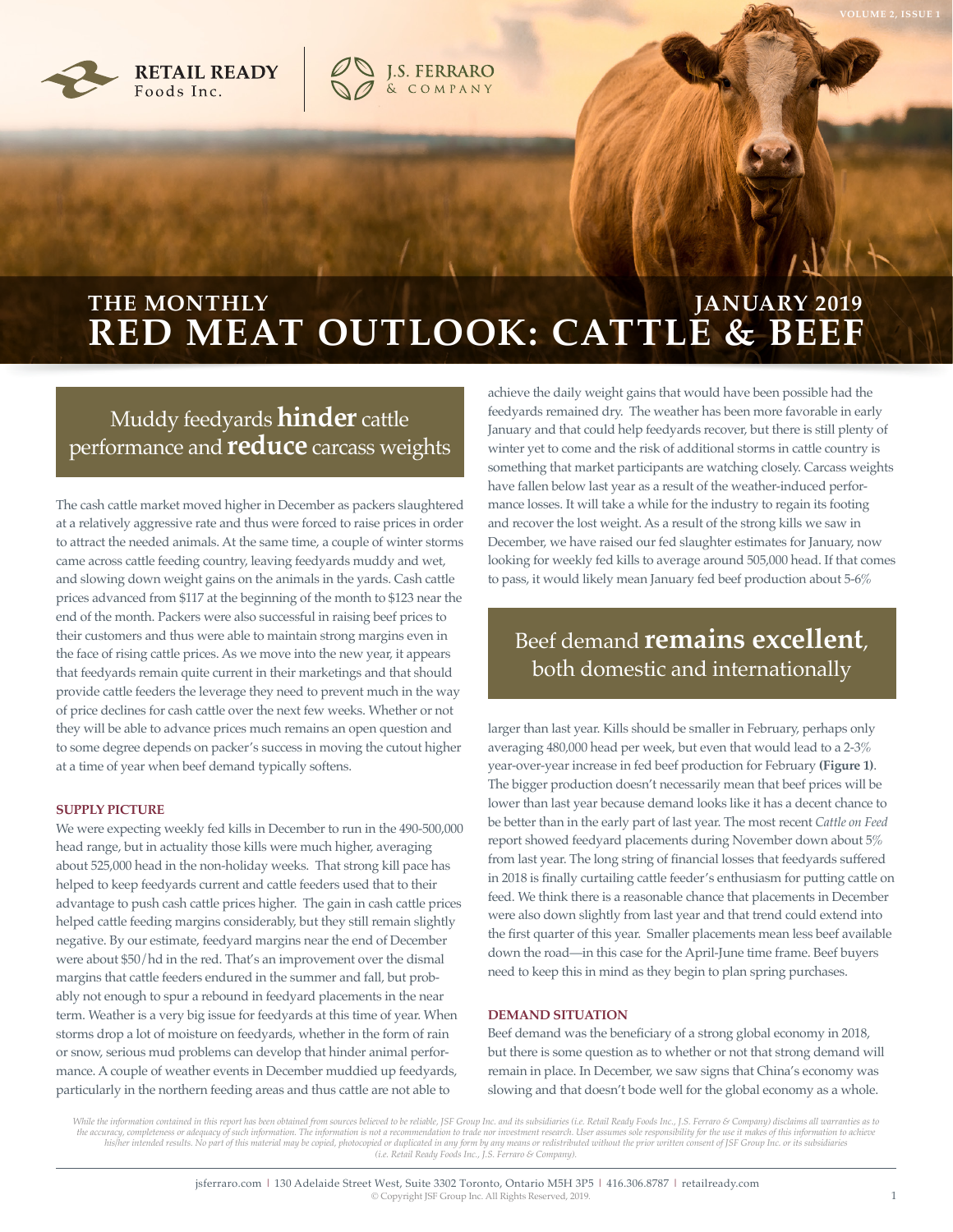RETAIL READY Foods Inc.

J.S. FERRARO & COMPANY

# THE MONTHLY RED MEAT OUTLOOK: CATTLE & BEEF

JANUARY 2019

## Muddy feedyards **hinder** cattle performance and **reduce** carcass weights

The cash cattle market moved higher in December as packers slaughtered at a relatively aggressive rate and thus were forced to raise prices in order to attract the needed animals. At the same time, a couple of winter storms came across cattle feeding country, leaving feedyards muddy and wet, and slowing down weight gains on the animals in the yards. Cash cattle prices advanced from $117 at the beginning of the month to $123 near the end of the month. Packers were also successful in raising beef prices to their customers and thus were able to maintain strong margins even in the face of rising cattle prices. As we move into the new year, it appears that feedyards remain quite current in their marketings and that should provide cattle feeders the leverage they need to prevent much in the way of price declines for cash cattle over the next few weeks. Whether or not they will be able to advance prices much remains an open question and to some degree depends on packer's success in moving the cutout higher at a time of year when beef demand typically softens.

### SUPPLY PICTURE

We were expecting weekly fed kills in December to run in the 490-500,000 head range, but in actuality those kills were much higher, averaging about 525,000 head in the non-holiday weeks. That strong kill pace has helped to keep feedyards current and cattle feeders used that to their advantage to push cash cattle prices higher. The gain in cash cattle prices helped cattle feeding margins considerably, but they still remain slightly negative. By our estimate, feedyard margins near the end of December were about $50/hd in the red. That's an improvement over the dismal margins that cattle feeders endured in the summer and fall, but probably not enough to spur a rebound in feedyard placements in the near term. Weather is a very big issue for feedyards at this time of year. When storms drop a lot of moisture on feedyards, whether in the form of rain or snow, serious mud problems can develop that hinder animal performance. A couple of weather events in December muddied up feedyards, particularly in the northern feeding areas and thus cattle are not able to achieve the daily weight gains that would have been possible had the feedyards remained dry. The weather has been more favorable in early January and that could help feedyards recover, but there is still plenty of winter yet to come and the risk of additional storms in cattle country is something that market participants are watching closely. Carcass weights have fallen below last year as a result of the weather-induced performance losses. It will take a while for the industry to regain its footing and recover the lost weight. As a result of the strong kills we saw in December, we have raised our fed slaughter estimates for January, now looking for weekly fed kills to average around 505,000 head. If that comes to pass, it would likely mean January fed beef production about 5-6% larger than last year. Kills should be smaller in February, perhaps only averaging 480,000 head per week, but even that would lead to a 2-3% year-over-year increase in fed beef production for February **(Figure 1)**. The bigger production doesn't necessarily mean that beef prices will be lower than last year because demand looks like it has a decent chance to be better than in the early part of last year. The most recent *Cattle on Feed* report showed feedyard placements during November down about 5% from last year. The long string of financial losses that feedyards suffered in 2018 is finally curtailing cattle feeder's enthusiasm for putting cattle on feed. We think there is a reasonable chance that placements in December were also down slightly from last year and that trend could extend into the first quarter of this year. Smaller placements mean less beef available down the road—in this case for the April-June time frame. Beef buyers need to keep this in mind as they begin to plan spring purchases.

## Beef demand **remains excellent**, both domestic and internationally

### DEMAND SITUATION

Beef demand was the beneficiary of a strong global economy in 2018, but there is some question as to whether or not that strong demand will remain in place. In December, we saw signs that China's economy was slowing and that doesn't bode well for the global economy as a whole.

*While the information contained in this report has been obtained from sources believed to be reliable, JSF Group Inc. and its subsidiaries (i.e. Retail Ready Foods Inc., J.S. Ferraro & Company) disclaims all warranties as to the accuracy, completeness or adequacy of such information. The information is not a recommendation to trade nor investment research. User assumes sole responsibility for the use it makes of this information to achieve his/her intended results. No part of this material may be copied, photocopied or duplicated in any form by any means or redistributed without the prior written consent of JSF Group Inc. or its subsidiaries (i.e. Retail Ready Foods Inc., J.S. Ferraro & Company).*

jsferraro.com | 130 Adelaide Street West, Suite 3302 Toronto, Ontario M5H 3P5 | 416.306.8787 | retailready.com

© Copyright JSF Group Inc. All Rights Reserved, 2019.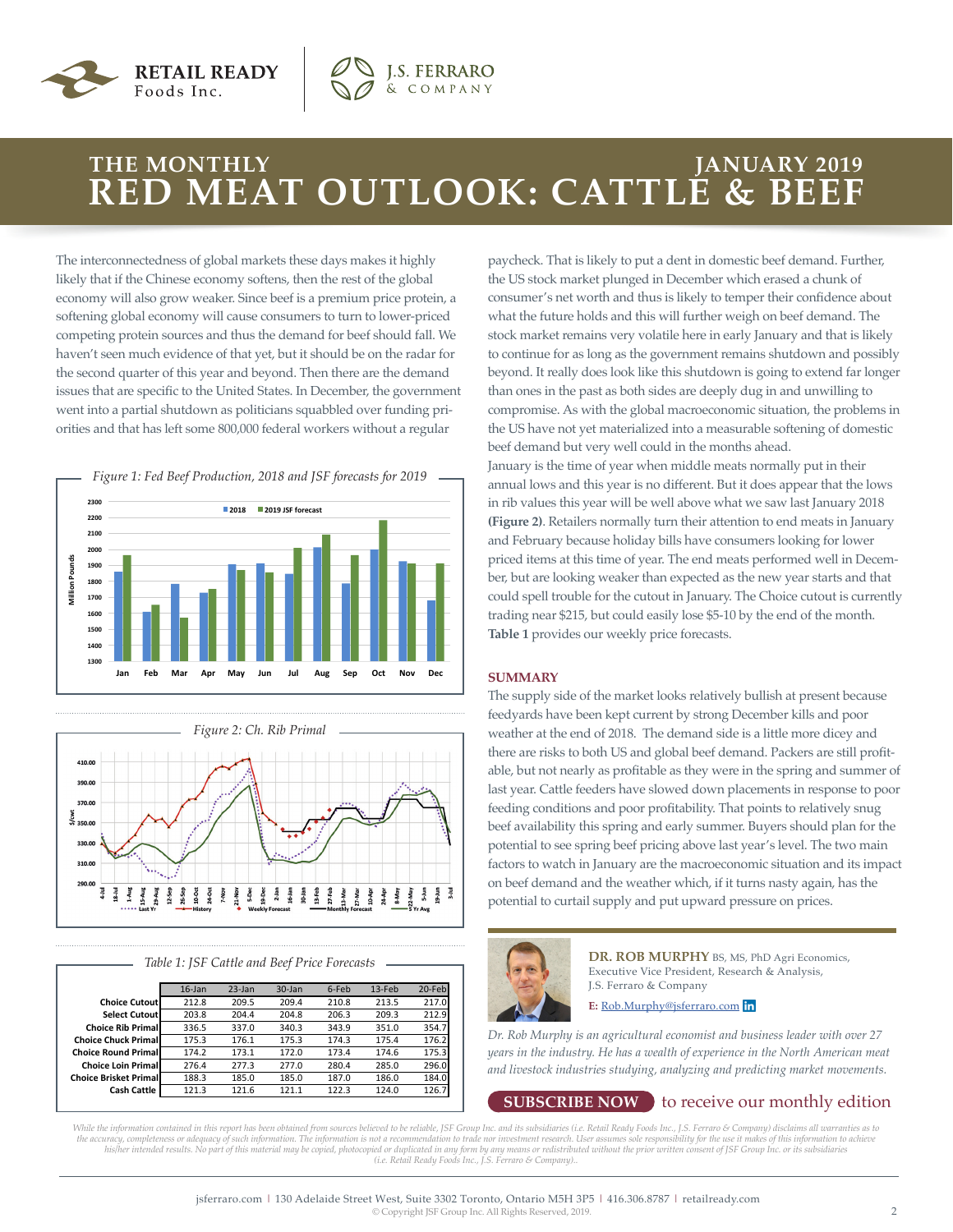# THE MONTHLY RED MEAT OUTLOOK: CATTLE & BEEF

JANUARY 2019

The interconnectedness of global markets these days makes it highly likely that if the Chinese economy softens, then the rest of the global economy will also grow weaker. Since beef is a premium price protein, a softening global economy will cause consumers to turn to lower-priced competing protein sources and thus the demand for beef should fall. We haven't seen much evidence of that yet, but it should be on the radar for the second quarter of this year and beyond. Then there are the demand issues that are specific to the United States. In December, the government went into a partial shutdown as politicians squabbled over funding priorities and that has left some 800,000 federal workers without a regular paycheck. That is likely to put a dent in domestic beef demand. Further, the US stock market plunged in December which erased a chunk of consumer's net worth and thus is likely to temper their confidence about what the future holds and this will further weigh on beef demand. The stock market remains very volatile here in early January and that is likely to continue for as long as the government remains shutdown and possibly beyond. It really does look like this shutdown is going to extend far longer than ones in the past as both sides are deeply dug in and unwilling to compromise. As with the global macroeconomic situation, the problems in the US have not yet materialized into a measurable softening of domestic beef demand but very well could in the months ahead.

January is the time of year when middle meats normally put in their annual lows and this year is no different. But it does appear that the lows in rib values this year will be well above what we saw last January 2018 **(Figure 2)**. Retailers normally turn their attention to end meats in January and February because holiday bills have consumers looking for lower priced items at this time of year. The end meats performed well in December, but are looking weaker than expected as the new year starts and that could spell trouble for the cutout in January. The Choice cutout is currently trading near $215, but could easily lose $5-10 by the end of the month. **Table 1** provides our weekly price forecasts.

*Figure 1: Fed Beef Production, 2018 and JSF forecasts for 2019*

2018 | 2019 JSF forecast

Million Pounds

2300, 2200, 2100, 2000, 1900, 1800, 1700, 1600, 1500, 1400, 1300

Jan Feb Mar Apr May Jun Jul Aug Sep Oct Nov Dec

*Figure 2: Ch. Rib Primal*

$/cwt

410.00, 390.00, 370.00, 350.00, 330.00, 310.00, 290.00

4-Jul, 18-Jul, 1-Aug, 15-Aug, 29-Aug, 12-Sep, 26-Sep, 10-Oct, 24-Oct, 7-Nov, 21-Nov, 5-Dec, 19-Dec, 2-Jan, 16-Jan, 30-Jan, 13-Feb, 27-Feb, 13-Mar, 27-Mar, 10-Apr, 24-Apr, 8-May, 22-May, 5-Jun, 19-Jun, 3-Jul

Last Yr | History | Weekly Forecast | Monthly Forecast | 5 Yr Avg

*Table 1: JSF Cattle and Beef Price Forecasts*

| | 16-Jan | 23-Jan | 30-Jan | 6-Feb | 13-Feb | 20-Feb |
|---|---|---|---|---|---|---|
| **Choice Cutout** | 212.8 | 209.5 | 209.4 | 210.8 | 213.5 | 217.0 |
| **Select Cutout** | 203.8 | 204.4 | 204.8 | 206.3 | 209.3 | 212.9 |
| **Choice Rib Primal** | 336.5 | 337.0 | 340.3 | 343.9 | 351.0 | 354.7 |
| **Choice Chuck Primal** | 175.3 | 176.1 | 175.3 | 174.3 | 175.4 | 176.2 |
| **Choice Round Primal** | 174.2 | 173.1 | 172.0 | 173.4 | 174.6 | 175.3 |
| **Choice Loin Primal** | 276.4 | 277.3 | 277.0 | 280.4 | 285.0 | 296.0 |
| **Choice Brisket Primal** | 188.3 | 185.0 | 185.0 | 187.0 | 186.0 | 184.0 |
| **Cash Cattle** | 121.3 | 121.6 | 121.1 | 122.3 | 124.0 | 126.7 |

## SUMMARY

The supply side of the market looks relatively bullish at present because feedyards have been kept current by strong December kills and poor weather at the end of 2018. The demand side is a little more dicey and there are risks to both US and global beef demand. Packers are still profitable, but not nearly as profitable as they were in the spring and summer of last year. Cattle feeders have slowed down placements in response to poor feeding conditions and poor profitability. That points to relatively snug beef availability this spring and early summer. Buyers should plan for the potential to see spring beef pricing above last year's level. The two main factors to watch in January are the macroeconomic situation and its impact on beef demand and the weather which, if it turns nasty again, has the potential to curtail supply and put upward pressure on prices.

**DR. ROB MURPHY** BS, MS, PhD Agri Economics,
Executive Vice President, Research & Analysis,
J.S. Ferraro & Company

**E:** Rob.Murphy@jsferraro.com

*Dr. Rob Murphy is an agricultural economist and business leader with over 27 years in the industry. He has a wealth of experience in the North American meat and livestock industries studying, analyzing and predicting market movements.*

**SUBSCRIBE NOW** to receive our monthly edition

*While the information contained in this report has been obtained from sources believed to be reliable, JSF Group Inc. and its subsidiaries (i.e. Retail Ready Foods Inc., J.S. Ferraro & Company) disclaims all warranties as to the accuracy, completeness or adequacy of such information. The information is not a recommendation to trade nor investment research. User assumes sole responsibility for the use it makes of this information to achieve his/her intended results. No part of this material may be copied, photocopied or duplicated in any form by any means or redistributed without the prior written consent of JSF Group Inc. or its subsidiaries (i.e. Retail Ready Foods Inc., J.S. Ferraro & Company)..*

jsferraro.com | 130 Adelaide Street West, Suite 3302 Toronto, Ontario M5H 3P5 | 416.306.8787 | retailready.com

© Copyright JSF Group Inc. All Rights Reserved, 2019.